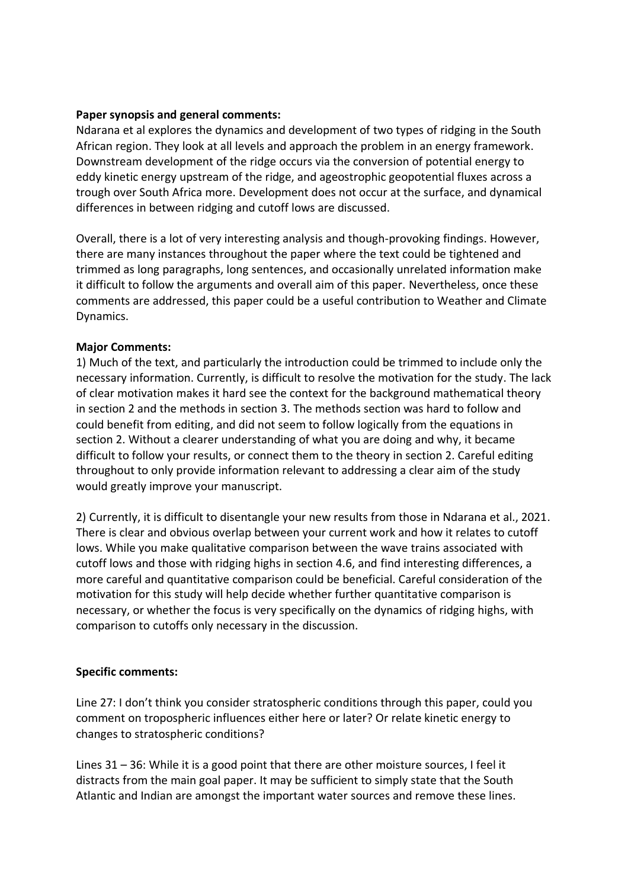**Paper synopsis and general comments:**

Ndarana et al explores the dynamics and development of two types of ridging in the South African region. They look at all levels and approach the problem in an energy framework. Downstream development of the ridge occurs via the conversion of potential energy to eddy kinetic energy upstream of the ridge, and ageostrophic geopotential fluxes across a trough over South Africa more. Development does not occur at the surface, and dynamical differences in between ridging and cutoff lows are discussed.

Overall, there is a lot of very interesting analysis and though-provoking findings. However, there are many instances throughout the paper where the text could be tightened and trimmed as long paragraphs, long sentences, and occasionally unrelated information make it difficult to follow the arguments and overall aim of this paper. Nevertheless, once these comments are addressed, this paper could be a useful contribution to Weather and Climate Dynamics.

**Major Comments:**

1) Much of the text, and particularly the introduction could be trimmed to include only the necessary information. Currently, is difficult to resolve the motivation for the study. The lack of clear motivation makes it hard see the context for the background mathematical theory in section 2 and the methods in section 3. The methods section was hard to follow and could benefit from editing, and did not seem to follow logically from the equations in section 2. Without a clearer understanding of what you are doing and why, it became difficult to follow your results, or connect them to the theory in section 2. Careful editing throughout to only provide information relevant to addressing a clear aim of the study would greatly improve your manuscript.

2) Currently, it is difficult to disentangle your new results from those in Ndarana et al., 2021. There is clear and obvious overlap between your current work and how it relates to cutoff lows. While you make qualitative comparison between the wave trains associated with cutoff lows and those with ridging highs in section 4.6, and find interesting differences, a more careful and quantitative comparison could be beneficial. Careful consideration of the motivation for this study will help decide whether further quantitative comparison is necessary, or whether the focus is very specifically on the dynamics of ridging highs, with comparison to cutoffs only necessary in the discussion.

**Specific comments:**

Line 27: I don't think you consider stratospheric conditions through this paper, could you comment on tropospheric influences either here or later? Or relate kinetic energy to changes to stratospheric conditions?

Lines 31 – 36: While it is a good point that there are other moisture sources, I feel it distracts from the main goal paper. It may be sufficient to simply state that the South Atlantic and Indian are amongst the important water sources and remove these lines.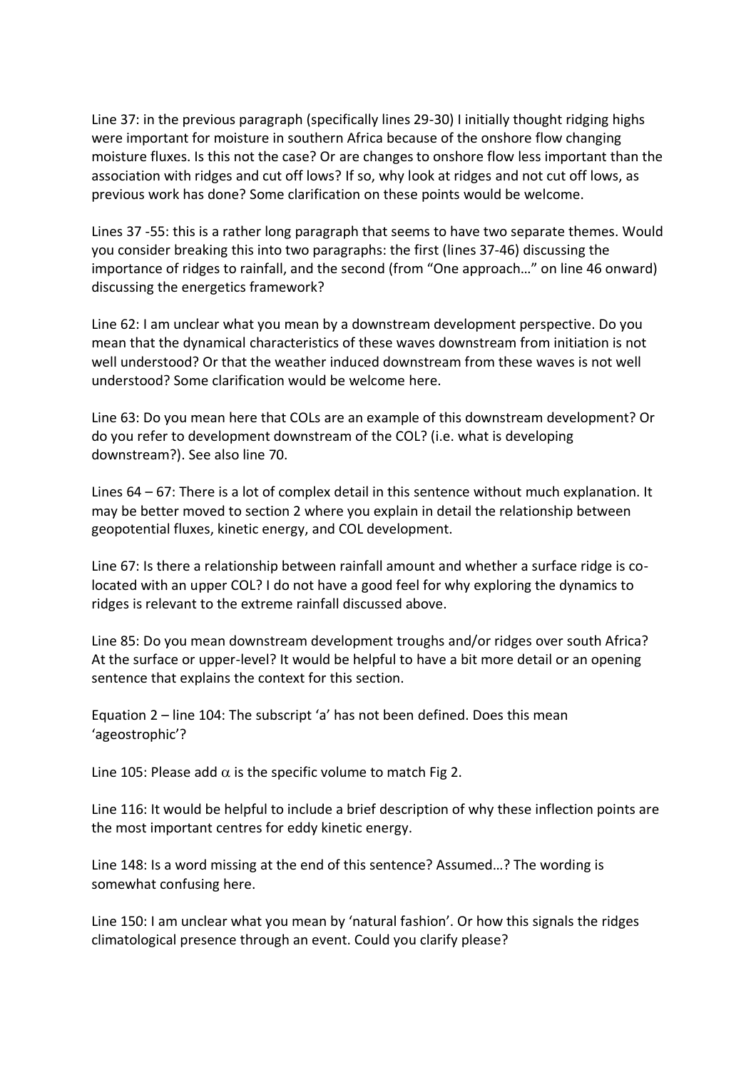Line 37: in the previous paragraph (specifically lines 29-30) I initially thought ridging highs were important for moisture in southern Africa because of the onshore flow changing moisture fluxes. Is this not the case? Or are changes to onshore flow less important than the association with ridges and cut off lows? If so, why look at ridges and not cut off lows, as previous work has done? Some clarification on these points would be welcome.

Lines 37 -55: this is a rather long paragraph that seems to have two separate themes. Would you consider breaking this into two paragraphs: the first (lines 37-46) discussing the importance of ridges to rainfall, and the second (from "One approach…" on line 46 onward) discussing the energetics framework?

Line 62: I am unclear what you mean by a downstream development perspective. Do you mean that the dynamical characteristics of these waves downstream from initiation is not well understood? Or that the weather induced downstream from these waves is not well understood? Some clarification would be welcome here.

Line 63: Do you mean here that COLs are an example of this downstream development? Or do you refer to development downstream of the COL? (i.e. what is developing downstream?). See also line 70.

Lines 64 – 67: There is a lot of complex detail in this sentence without much explanation. It may be better moved to section 2 where you explain in detail the relationship between geopotential fluxes, kinetic energy, and COL development.

Line 67: Is there a relationship between rainfall amount and whether a surface ridge is co-located with an upper COL? I do not have a good feel for why exploring the dynamics to ridges is relevant to the extreme rainfall discussed above.

Line 85: Do you mean downstream development troughs and/or ridges over south Africa? At the surface or upper-level? It would be helpful to have a bit more detail or an opening sentence that explains the context for this section.

Equation 2 – line 104: The subscript 'a' has not been defined. Does this mean 'ageostrophic'?

Line 105: Please add $\alpha$ is the specific volume to match Fig 2.

Line 116: It would be helpful to include a brief description of why these inflection points are the most important centres for eddy kinetic energy.

Line 148: Is a word missing at the end of this sentence? Assumed…? The wording is somewhat confusing here.

Line 150: I am unclear what you mean by 'natural fashion'. Or how this signals the ridges climatological presence through an event. Could you clarify please?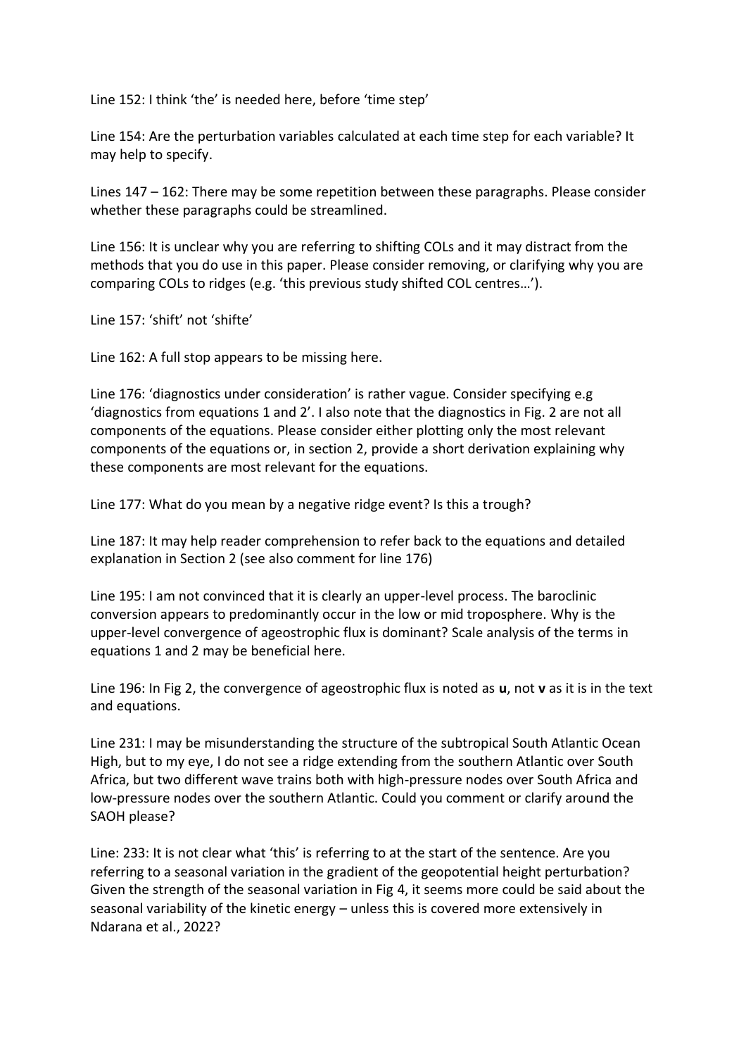Line 152: I think 'the' is needed here, before 'time step'

Line 154: Are the perturbation variables calculated at each time step for each variable? It may help to specify.

Lines 147 – 162: There may be some repetition between these paragraphs. Please consider whether these paragraphs could be streamlined.

Line 156: It is unclear why you are referring to shifting COLs and it may distract from the methods that you do use in this paper. Please consider removing, or clarifying why you are comparing COLs to ridges (e.g. 'this previous study shifted COL centres…').

Line 157: 'shift' not 'shifte'

Line 162: A full stop appears to be missing here.

Line 176: 'diagnostics under consideration' is rather vague. Consider specifying e.g 'diagnostics from equations 1 and 2'. I also note that the diagnostics in Fig. 2 are not all components of the equations. Please consider either plotting only the most relevant components of the equations or, in section 2, provide a short derivation explaining why these components are most relevant for the equations.

Line 177: What do you mean by a negative ridge event? Is this a trough?

Line 187: It may help reader comprehension to refer back to the equations and detailed explanation in Section 2 (see also comment for line 176)

Line 195: I am not convinced that it is clearly an upper-level process. The baroclinic conversion appears to predominantly occur in the low or mid troposphere. Why is the upper-level convergence of ageostrophic flux is dominant? Scale analysis of the terms in equations 1 and 2 may be beneficial here.

Line 196: In Fig 2, the convergence of ageostrophic flux is noted as **u**, not **v** as it is in the text and equations.

Line 231: I may be misunderstanding the structure of the subtropical South Atlantic Ocean High, but to my eye, I do not see a ridge extending from the southern Atlantic over South Africa, but two different wave trains both with high-pressure nodes over South Africa and low-pressure nodes over the southern Atlantic. Could you comment or clarify around the SAOH please?

Line: 233: It is not clear what 'this' is referring to at the start of the sentence. Are you referring to a seasonal variation in the gradient of the geopotential height perturbation? Given the strength of the seasonal variation in Fig 4, it seems more could be said about the seasonal variability of the kinetic energy – unless this is covered more extensively in Ndarana et al., 2022?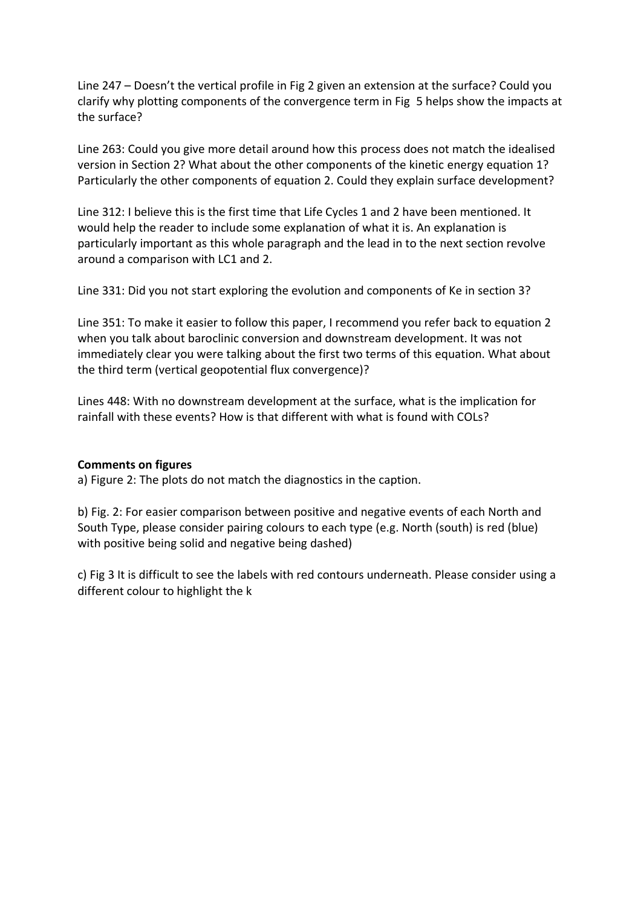Line 247 – Doesn't the vertical profile in Fig 2 given an extension at the surface? Could you clarify why plotting components of the convergence term in Fig 5 helps show the impacts at the surface?

Line 263: Could you give more detail around how this process does not match the idealised version in Section 2? What about the other components of the kinetic energy equation 1? Particularly the other components of equation 2. Could they explain surface development?

Line 312: I believe this is the first time that Life Cycles 1 and 2 have been mentioned. It would help the reader to include some explanation of what it is. An explanation is particularly important as this whole paragraph and the lead in to the next section revolve around a comparison with LC1 and 2.

Line 331: Did you not start exploring the evolution and components of Ke in section 3?

Line 351: To make it easier to follow this paper, I recommend you refer back to equation 2 when you talk about baroclinic conversion and downstream development. It was not immediately clear you were talking about the first two terms of this equation. What about the third term (vertical geopotential flux convergence)?

Lines 448: With no downstream development at the surface, what is the implication for rainfall with these events? How is that different with what is found with COLs?

**Comments on figures**

a) Figure 2: The plots do not match the diagnostics in the caption.

b) Fig. 2: For easier comparison between positive and negative events of each North and South Type, please consider pairing colours to each type (e.g. North (south) is red (blue) with positive being solid and negative being dashed)

c) Fig 3 It is difficult to see the labels with red contours underneath. Please consider using a different colour to highlight the k